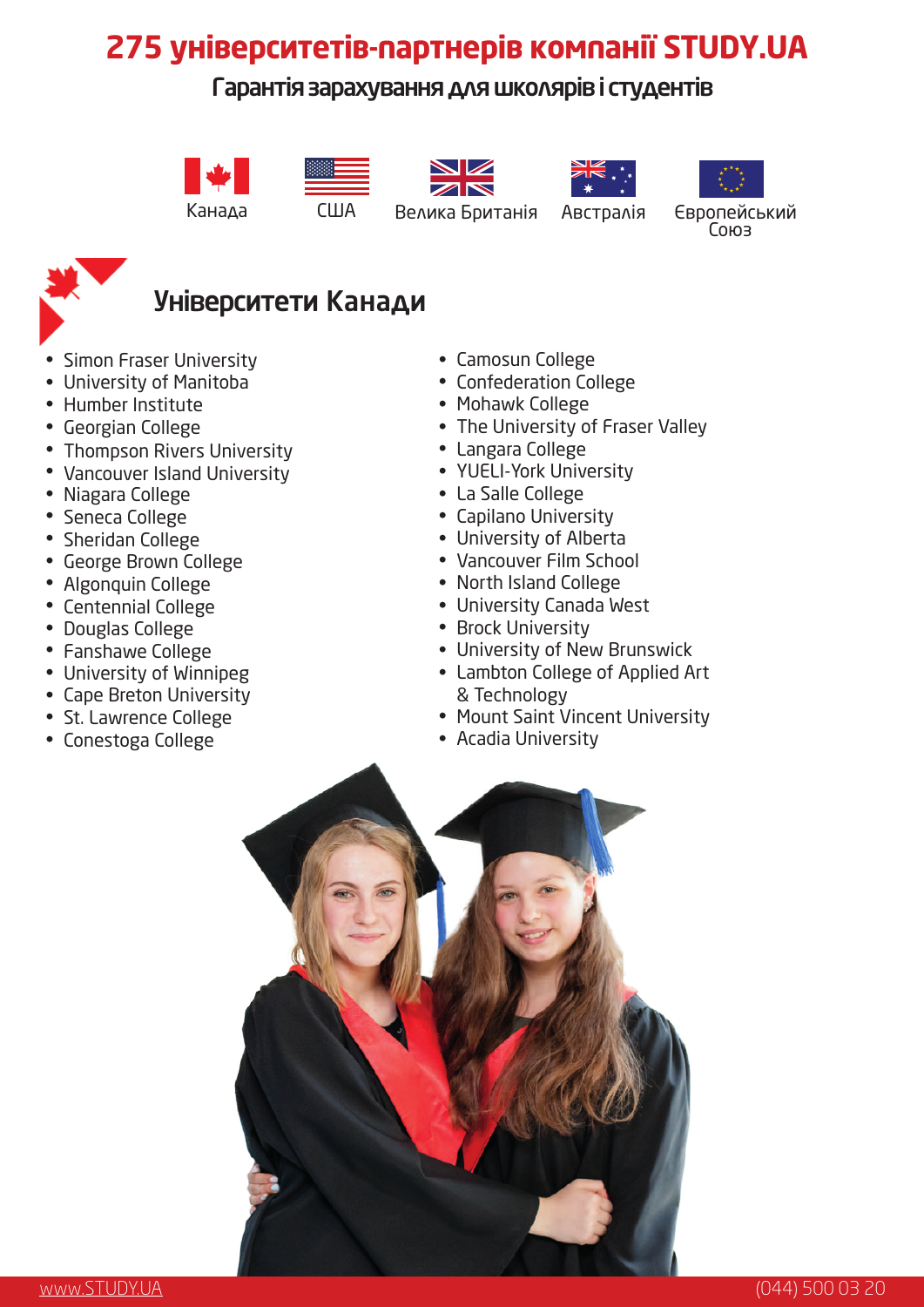# 275 університетів-партнерів компанії STUDY.UA

**Гарантія зарахування для школярів і студентів**

Канада | США | Велика Британія | Австралія | Європейський Союз

## Університети Канади

- Simon Fraser University
- University of Manitoba
- Humber Institute
- Georgian College
- Thompson Rivers University
- Vancouver Island University
- Niagara College
- Seneca College
- Sheridan College
- George Brown College
- Algonquin College
- Centennial College
- Douglas College
- Fanshawe College
- University of Winnipeg
- Cape Breton University
- St. Lawrence College
- Conestoga College
- Camosun College
- Confederation College
- Mohawk College
- The University of Fraser Valley
- Langara College
- YUELI-York University
- La Salle College
- Capilano University
- University of Alberta
- Vancouver Film School
- North Island College
- University Canada West
- Brock University
- University of New Brunswick
- Lambton College of Applied Art & Technology
- Mount Saint Vincent University
- Acadia University

www.STUDY.UA (044) 500 03 20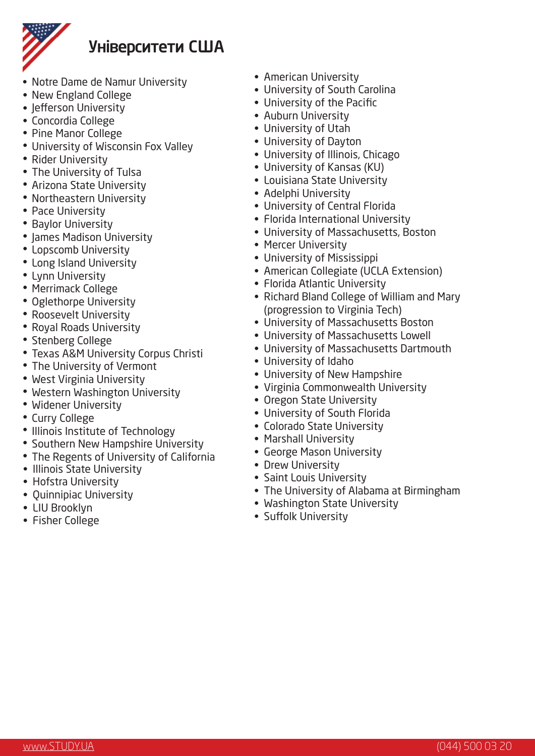# Університети США

- Notre Dame de Namur University
- New England College
- Jefferson University
- Concordia College
- Pine Manor College
- University of Wisconsin Fox Valley
- Rider University
- The University of Tulsa
- Arizona State University
- Northeastern University
- Pace University
- Baylor University
- James Madison University
- Lopscomb University
- Long Island University
- Lynn University
- Merrimack College
- Oglethorpe University
- Roosevelt University
- Royal Roads University
- Stenberg College
- Texas A&M University Corpus Christi
- The University of Vermont
- West Virginia University
- Western Washington University
- Widener University
- Curry College
- Illinois Institute of Technology
- Southern New Hampshire University
- The Regents of University of California
- Illinois State University
- Hofstra University
- Quinnipiac University
- LIU Brooklyn
- Fisher College
- American University
- University of South Carolina
- University of the Pacific
- Auburn University
- University of Utah
- University of Dayton
- University of Illinois, Chicago
- University of Kansas (KU)
- Louisiana State University
- Adelphi University
- University of Central Florida
- Florida International University
- University of Massachusetts, Boston
- Mercer University
- University of Mississippi
- American Collegiate (UCLA Extension)
- Florida Atlantic University
- Richard Bland College of William and Mary (progression to Virginia Tech)
- University of Massachusetts Boston
- University of Massachusetts Lowell
- University of Massachusetts Dartmouth
- University of Idaho
- University of New Hampshire
- Virginia Commonwealth University
- Oregon State University
- University of South Florida
- Colorado State University
- Marshall University
- George Mason University
- Drew University
- Saint Louis University
- The University of Alabama at Birmingham
- Washington State University
- Suffolk University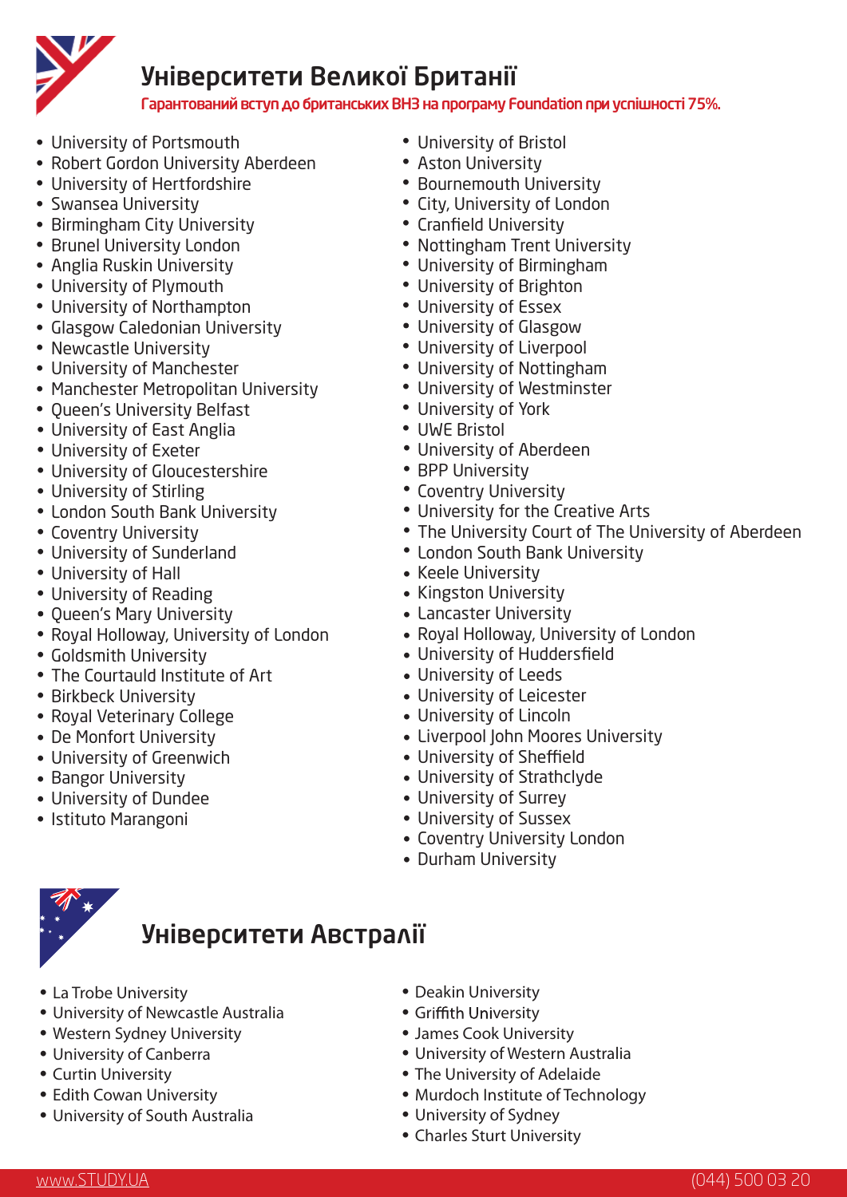## Університети Великої Британії

Гарантований вступ до британських ВНЗ на програму Foundation при успішності 75%.

- University of Portsmouth
- Robert Gordon University Aberdeen
- University of Hertfordshire
- Swansea University
- Birmingham City University
- Brunel University London
- Anglia Ruskin University
- University of Plymouth
- University of Northampton
- Glasgow Caledonian University
- Newcastle University
- University of Manchester
- Manchester Metropolitan University
- Queen's University Belfast
- University of East Anglia
- University of Exeter
- University of Gloucestershire
- University of Stirling
- London South Bank University
- Coventry University
- University of Sunderland
- University of Hall
- University of Reading
- Queen's Mary University
- Royal Holloway, University of London
- Goldsmith University
- The Courtauld Institute of Art
- Birkbeck University
- Royal Veterinary College
- De Monfort University
- University of Greenwich
- Bangor University
- University of Dundee
- Istituto Marangoni
- University of Bristol
- Aston University
- Bournemouth University
- City, University of London
- Cranfield University
- Nottingham Trent University
- University of Birmingham
- University of Brighton
- University of Essex
- University of Glasgow
- University of Liverpool
- University of Nottingham
- University of Westminster
- University of York
- UWE Bristol
- University of Aberdeen
- BPP University
- Coventry University
- University for the Creative Arts
- The University Court of The University of Aberdeen
- London South Bank University
- Keele University
- Kingston University
- Lancaster University
- Royal Holloway, University of London
- University of Huddersfield
- University of Leeds
- University of Leicester
- University of Lincoln
- Liverpool John Moores University
- University of Sheffield
- University of Strathclyde
- University of Surrey
- University of Sussex
- Coventry University London
- Durham University

## Університети Австралії

- La Trobe University
- University of Newcastle Australia
- Western Sydney University
- University of Canberra
- Curtin University
- Edith Cowan University
- University of South Australia
- Deakin University
- Griffith University
- James Cook University
- University of Western Australia
- The University of Adelaide
- Murdoch Institute of Technology
- University of Sydney
- Charles Sturt University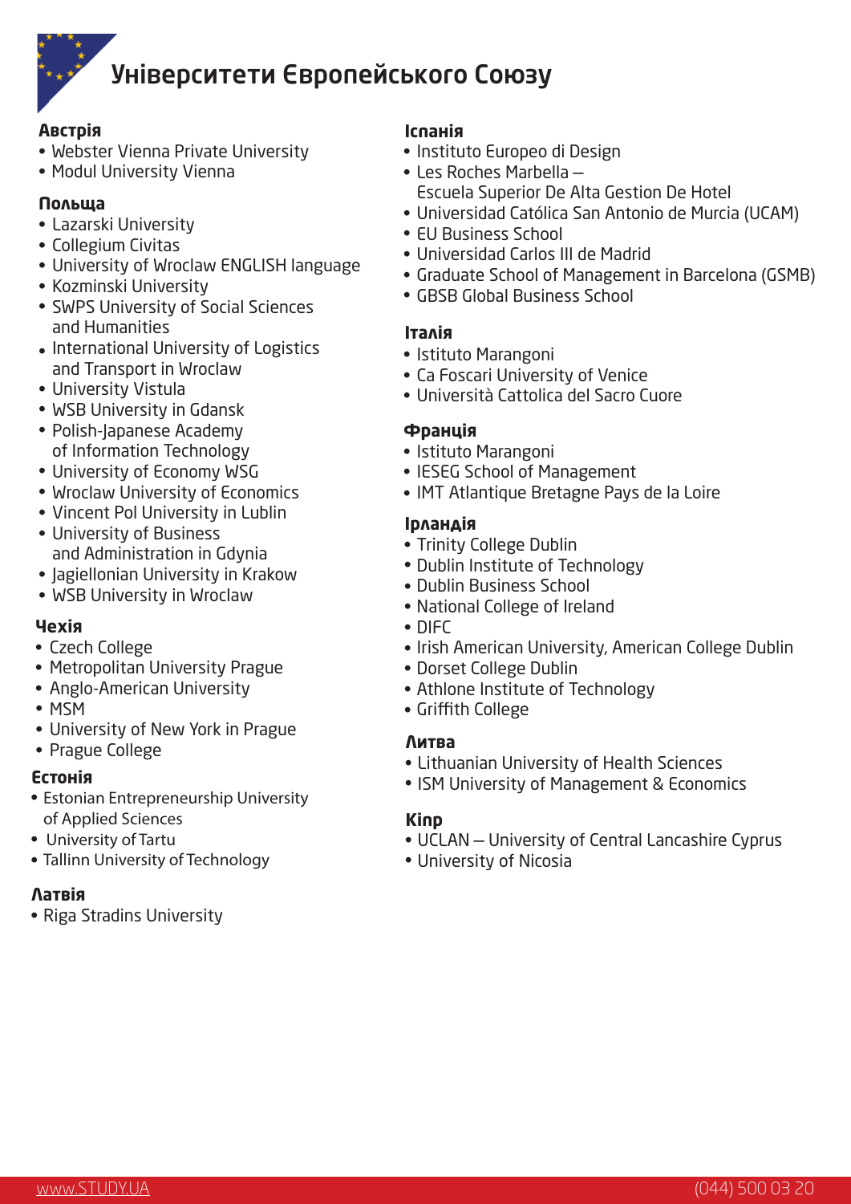# Університети Європейського Союзу

### Австрія

- Webster Vienna Private University
- Modul University Vienna

### Польща

- Lazarski University
- Collegium Civitas
- University of Wroclaw ENGLISH language
- Kozminski University
- SWPS University of Social Sciences and Humanities
- International University of Logistics and Transport in Wroclaw
- University Vistula
- WSB University in Gdansk
- Polish-Japanese Academy of Information Technology
- University of Economy WSG
- Wroclaw University of Economics
- Vincent Pol University in Lublin
- University of Business and Administration in Gdynia
- Jagiellonian University in Krakow
- WSB University in Wroclaw

### Чехія

- Czech College
- Metropolitan University Prague
- Anglo-American University
- MSM
- University of New York in Prague
- Prague College

### Естонія

- Estonian Entrepreneurship University of Applied Sciences
- University of Tartu
- Tallinn University of Technology

### Латвія

- Riga Stradins University

### Іспанія

- Instituto Europeo di Design
- Les Roches Marbella – Escuela Superior De Alta Gestion De Hotel
- Universidad Católica San Antonio de Murcia (UCAM)
- EU Business School
- Universidad Carlos III de Madrid
- Graduate School of Management in Barcelona (GSMB)
- GBSB Global Business School

### Італія

- Istituto Marangoni
- Ca Foscari University of Venice
- Università Cattolica del Sacro Cuore

### Франція

- Istituto Marangoni
- IESEG School of Management
- IMT Atlantique Bretagne Pays de la Loire

### Ірландія

- Trinity College Dublin
- Dublin Institute of Technology
- Dublin Business School
- National College of Ireland
- DIFC
- Irish American University, American College Dublin
- Dorset College Dublin
- Athlone Institute of Technology
- Griffith College

### Литва

- Lithuanian University of Health Sciences
- ISM University of Management & Economics

### Кіпр

- UCLAN – University of Central Lancashire Cyprus
- University of Nicosia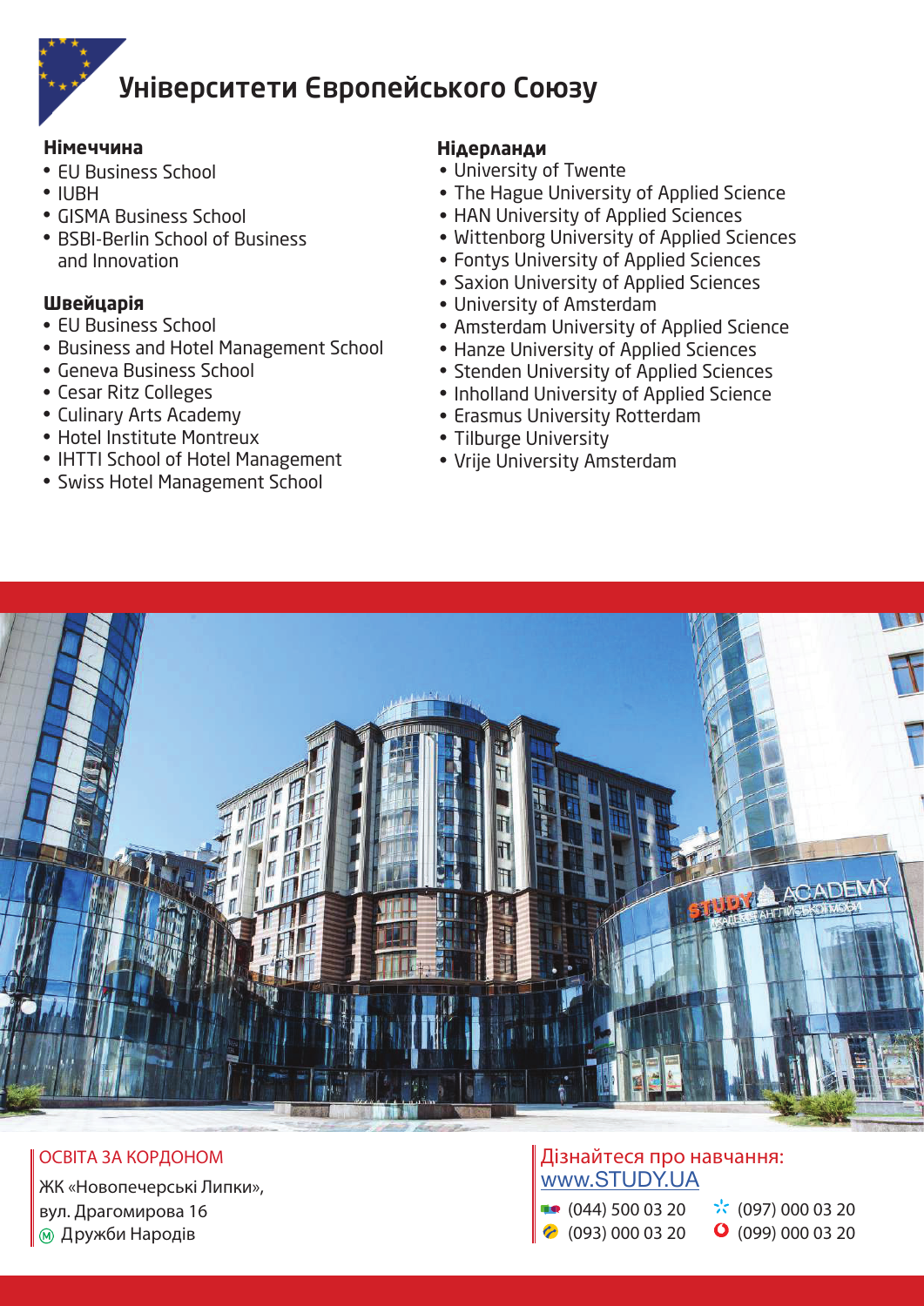# Університети Європейського Союзу

**Німеччина**
- EU Business School
- IUBH
- GISMA Business School
- BSBI-Berlin School of Business and Innovation

**Швейцарія**
- EU Business School
- Business and Hotel Management School
- Geneva Business School
- Cesar Ritz Colleges
- Culinary Arts Academy
- Hotel Institute Montreux
- IHTTI School of Hotel Management
- Swiss Hotel Management School

**Нідерланди**
- University of Twente
- The Hague University of Applied Science
- HAN University of Applied Sciences
- Wittenborg University of Applied Sciences
- Fontys University of Applied Sciences
- Saxion University of Applied Sciences
- University of Amsterdam
- Amsterdam University of Applied Science
- Hanze University of Applied Sciences
- Stenden University of Applied Sciences
- Inholland University of Applied Science
- Erasmus University Rotterdam
- Tilburge University
- Vrije University Amsterdam

ОСВІТА ЗА КОРДОНОМ

ЖК «Новопечерські Липки»,
вул. Драгомирова 16
Ⓜ Дружби Народів

Дізнайтеся про навчання:
www.STUDY.UA

(044) 500 03 20
(097) 000 03 20
(093) 000 03 20
(099) 000 03 20